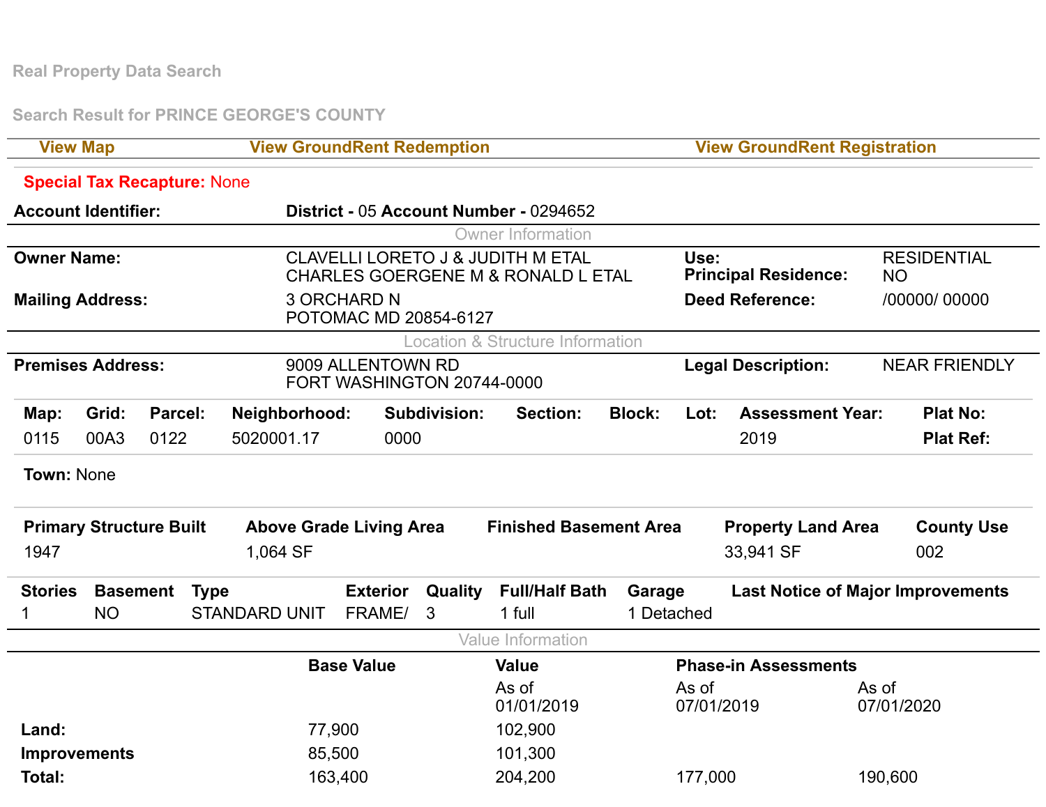Real Property Data Search

Search Result for PRINCE GEORGE'S COUNTY

View Map | View GroundRent Redemption | View GroundRent Registration

**Special Tax Recapture:** None

**Account Identifier:** **District -** 05 **Account Number -** 0294652

### Owner Information

| | | | |
|---|---|---|---|
| **Owner Name:** | CLAVELLI LORETO J & JUDITH M ETAL<br>CHARLES GOERGENE M & RONALD L ETAL | **Use:**<br>**Principal Residence:** | RESIDENTIAL<br>NO |
| **Mailing Address:** | 3 ORCHARD N<br>POTOMAC MD 20854-6127 | **Deed Reference:** | /00000/ 00000 |

### Location & Structure Information

| | | | |
|---|---|---|---|
| **Premises Address:** | 9009 ALLENTOWN RD<br>FORT WASHINGTON 20744-0000 | **Legal Description:** | NEAR FRIENDLY |

| Map: | Grid: | Parcel: | Neighborhood: | Subdivision: | Section: | Block: | Lot: | Assessment Year: | Plat No: |
|---|---|---|---|---|---|---|---|---|---|
| 0115 | 00A3 | 0122 | 5020001.17 | 0000 | | | | 2019 | Plat Ref: |

**Town:** None

| Primary Structure Built | Above Grade Living Area | Finished Basement Area | Property Land Area | County Use |
|---|---|---|---|---|
| 1947 | 1,064 SF | | 33,941 SF | 002 |

| Stories | Basement | Type | Exterior | Quality | Full/Half Bath | Garage | Last Notice of Major Improvements |
|---|---|---|---|---|---|---|---|
| 1 | NO | STANDARD UNIT | FRAME/ | 3 | 1 full | 1 Detached | |

### Value Information

| | Base Value | Value | Phase-in Assessments | |
|---|---|---|---|---|
| | | As of 01/01/2019 | As of 07/01/2019 | As of 07/01/2020 |
| **Land:** | 77,900 | 102,900 | | |
| **Improvements** | 85,500 | 101,300 | | |
| **Total:** | 163,400 | 204,200 | 177,000 | 190,600 |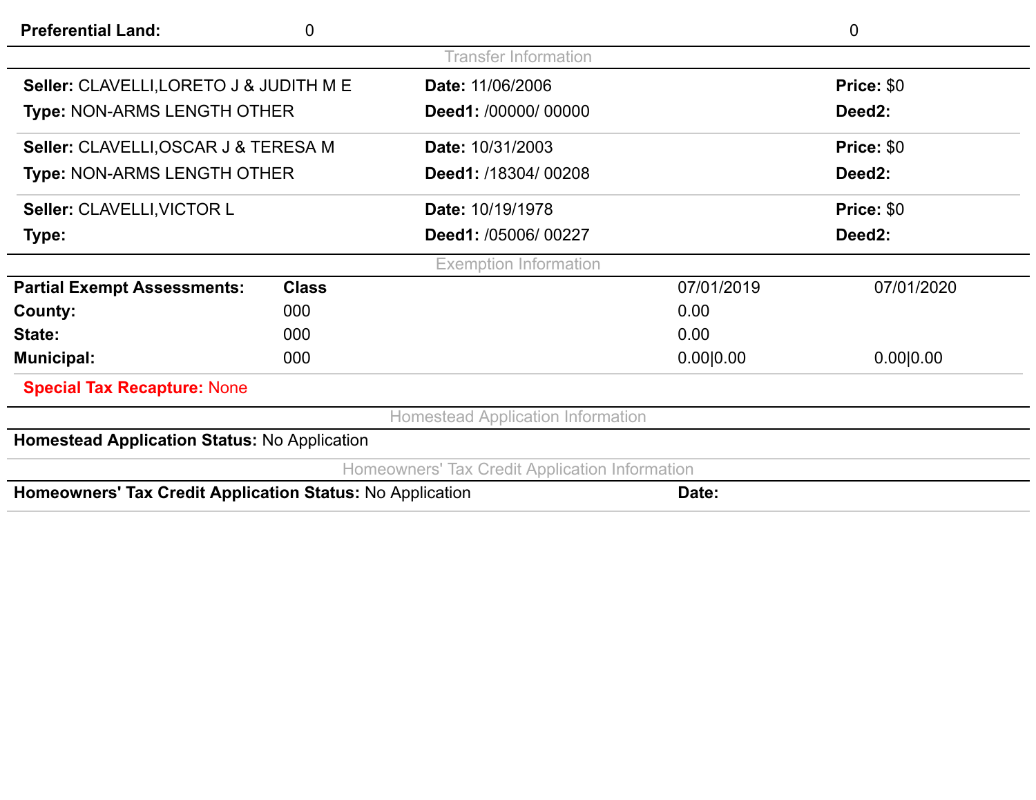| | | |
|---|---|---|
| **Preferential Land:** | 0 | 0 |

## Transfer Information

| | | |
|---|---|---|
| **Seller:** CLAVELLI,LORETO J & JUDITH M E | **Date:** 11/06/2006 | **Price:** $0 |
| **Type:** NON-ARMS LENGTH OTHER | **Deed1:** /00000/ 00000 | **Deed2:** |
| **Seller:** CLAVELLI,OSCAR J & TERESA M | **Date:** 10/31/2003 | **Price:** $0 |
| **Type:** NON-ARMS LENGTH OTHER | **Deed1:** /18304/ 00208 | **Deed2:** |
| **Seller:** CLAVELLI,VICTOR L | **Date:** 10/19/1978 | **Price:** $0 |
| **Type:** | **Deed1:** /05006/ 00227 | **Deed2:** |

## Exemption Information

| **Partial Exempt Assessments:** | **Class** | 07/01/2019 | 07/01/2020 |
|---|---|---|---|
| **County:** | 000 | 0.00 | |
| **State:** | 000 | 0.00 | |
| **Municipal:** | 000 | 0.00\|0.00 | 0.00\|0.00 |

**Special Tax Recapture:** None

## Homestead Application Information

**Homestead Application Status:** No Application

## Homeowners' Tax Credit Application Information

**Homeowners' Tax Credit Application Status:** No Application **Date:**